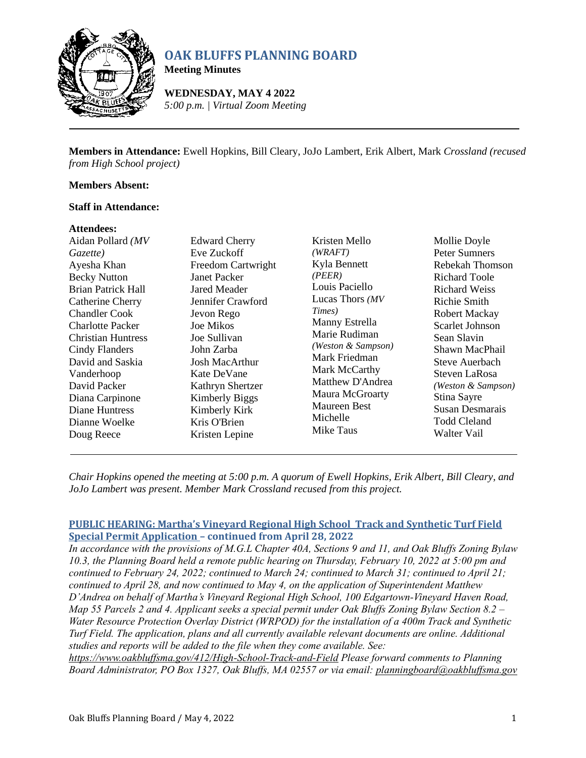# OAK BLUFFS PLANNING BOARD

**Meeting Minutes**

**WEDNESDAY, MAY 4 2022**
*5:00 p.m. | Virtual Zoom Meeting*

---

**Members in Attendance:** Ewell Hopkins, Bill Cleary, JoJo Lambert, Erik Albert, Mark *Crossland (recused from High School project)*

**Members Absent:**

**Staff in Attendance:**

**Attendees:**

Aidan Pollard *(MV Gazette)*
Ayesha Khan
Becky Nutton
Brian Patrick Hall
Catherine Cherry
Chandler Cook
Charlotte Packer
Christian Huntress
Cindy Flanders
David and Saskia Vanderhoop
David Packer
Diana Carpinone
Diane Huntress
Dianne Woelke
Doug Reece
Edward Cherry
Eve Zuckoff
Freedom Cartwright
Janet Packer
Jared Meader
Jennifer Crawford
Jevon Rego
Joe Mikos
Joe Sullivan
John Zarba
Josh MacArthur
Kate DeVane
Kathryn Shertzer
Kimberly Biggs
Kimberly Kirk
Kris O'Brien
Kristen Lepine
Kristen Mello *(WRAFT)*
Kyla Bennett *(PEER)*
Louis Paciello
Lucas Thors *(MV Times)*
Manny Estrella
Marie Rudiman *(Weston & Sampson)*
Mark Friedman
Mark McCarthy
Matthew D'Andrea
Maura McGroarty
Maureen Best
Michelle
Mike Taus
Mollie Doyle
Peter Sumners
Rebekah Thomson
Richard Toole
Richard Weiss
Richie Smith
Robert Mackay
Scarlet Johnson
Sean Slavin
Shawn MacPhail
Steve Auerbach
Steven LaRosa *(Weston & Sampson)*
Stina Sayre
Susan Desmarais
Todd Cleland
Walter Vail

---

*Chair Hopkins opened the meeting at 5:00 p.m. A quorum of Ewell Hopkins, Erik Albert, Bill Cleary, and JoJo Lambert was present. Member Mark Crossland recused from this project.*

## PUBLIC HEARING: Martha's Vineyard Regional High School Track and Synthetic Turf Field Special Permit Application – continued from April 28, 2022

*In accordance with the provisions of M.G.L Chapter 40A, Sections 9 and 11, and Oak Bluffs Zoning Bylaw 10.3, the Planning Board held a remote public hearing on Thursday, February 10, 2022 at 5:00 pm and continued to February 24, 2022; continued to March 24; continued to March 31; continued to April 21; continued to April 28, and now continued to May 4, on the application of Superintendent Matthew D'Andrea on behalf of Martha's Vineyard Regional High School, 100 Edgartown-Vineyard Haven Road, Map 55 Parcels 2 and 4. Applicant seeks a special permit under Oak Bluffs Zoning Bylaw Section 8.2 – Water Resource Protection Overlay District (WRPOD) for the installation of a 400m Track and Synthetic Turf Field. The application, plans and all currently available relevant documents are online. Additional studies and reports will be added to the file when they come available. See: https://www.oakbluffsma.gov/412/High-School-Track-and-Field Please forward comments to Planning Board Administrator, PO Box 1327, Oak Bluffs, MA 02557 or via email: planningboard@oakbluffsma.gov*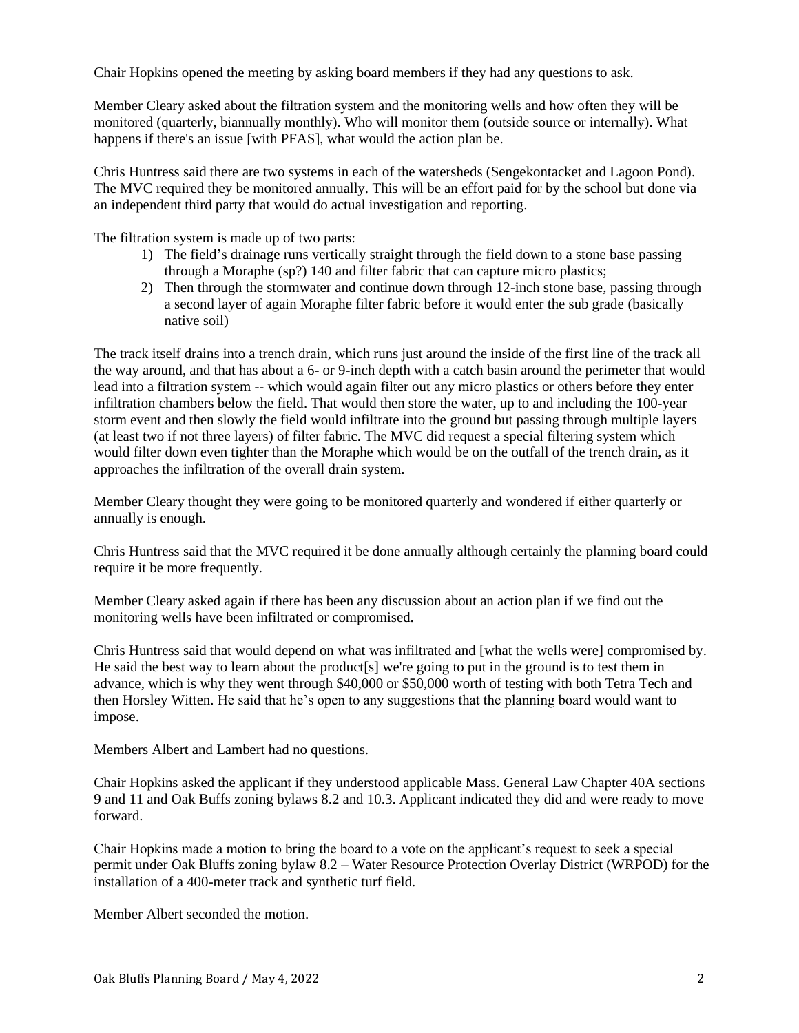Chair Hopkins opened the meeting by asking board members if they had any questions to ask.

Member Cleary asked about the filtration system and the monitoring wells and how often they will be monitored (quarterly, biannually monthly). Who will monitor them (outside source or internally). What happens if there's an issue [with PFAS], what would the action plan be.

Chris Huntress said there are two systems in each of the watersheds (Sengekontacket and Lagoon Pond). The MVC required they be monitored annually. This will be an effort paid for by the school but done via an independent third party that would do actual investigation and reporting.

The filtration system is made up of two parts:

1) The field's drainage runs vertically straight through the field down to a stone base passing through a Moraphe (sp?) 140 and filter fabric that can capture micro plastics;
2) Then through the stormwater and continue down through 12-inch stone base, passing through a second layer of again Moraphe filter fabric before it would enter the sub grade (basically native soil)

The track itself drains into a trench drain, which runs just around the inside of the first line of the track all the way around, and that has about a 6- or 9-inch depth with a catch basin around the perimeter that would lead into a filtration system -- which would again filter out any micro plastics or others before they enter infiltration chambers below the field. That would then store the water, up to and including the 100-year storm event and then slowly the field would infiltrate into the ground but passing through multiple layers (at least two if not three layers) of filter fabric. The MVC did request a special filtering system which would filter down even tighter than the Moraphe which would be on the outfall of the trench drain, as it approaches the infiltration of the overall drain system.

Member Cleary thought they were going to be monitored quarterly and wondered if either quarterly or annually is enough.

Chris Huntress said that the MVC required it be done annually although certainly the planning board could require it be more frequently.

Member Cleary asked again if there has been any discussion about an action plan if we find out the monitoring wells have been infiltrated or compromised.

Chris Huntress said that would depend on what was infiltrated and [what the wells were] compromised by. He said the best way to learn about the product[s] we're going to put in the ground is to test them in advance, which is why they went through $40,000 or $50,000 worth of testing with both Tetra Tech and then Horsley Witten. He said that he's open to any suggestions that the planning board would want to impose.

Members Albert and Lambert had no questions.

Chair Hopkins asked the applicant if they understood applicable Mass. General Law Chapter 40A sections 9 and 11 and Oak Buffs zoning bylaws 8.2 and 10.3. Applicant indicated they did and were ready to move forward.

Chair Hopkins made a motion to bring the board to a vote on the applicant's request to seek a special permit under Oak Bluffs zoning bylaw 8.2 – Water Resource Protection Overlay District (WRPOD) for the installation of a 400-meter track and synthetic turf field.

Member Albert seconded the motion.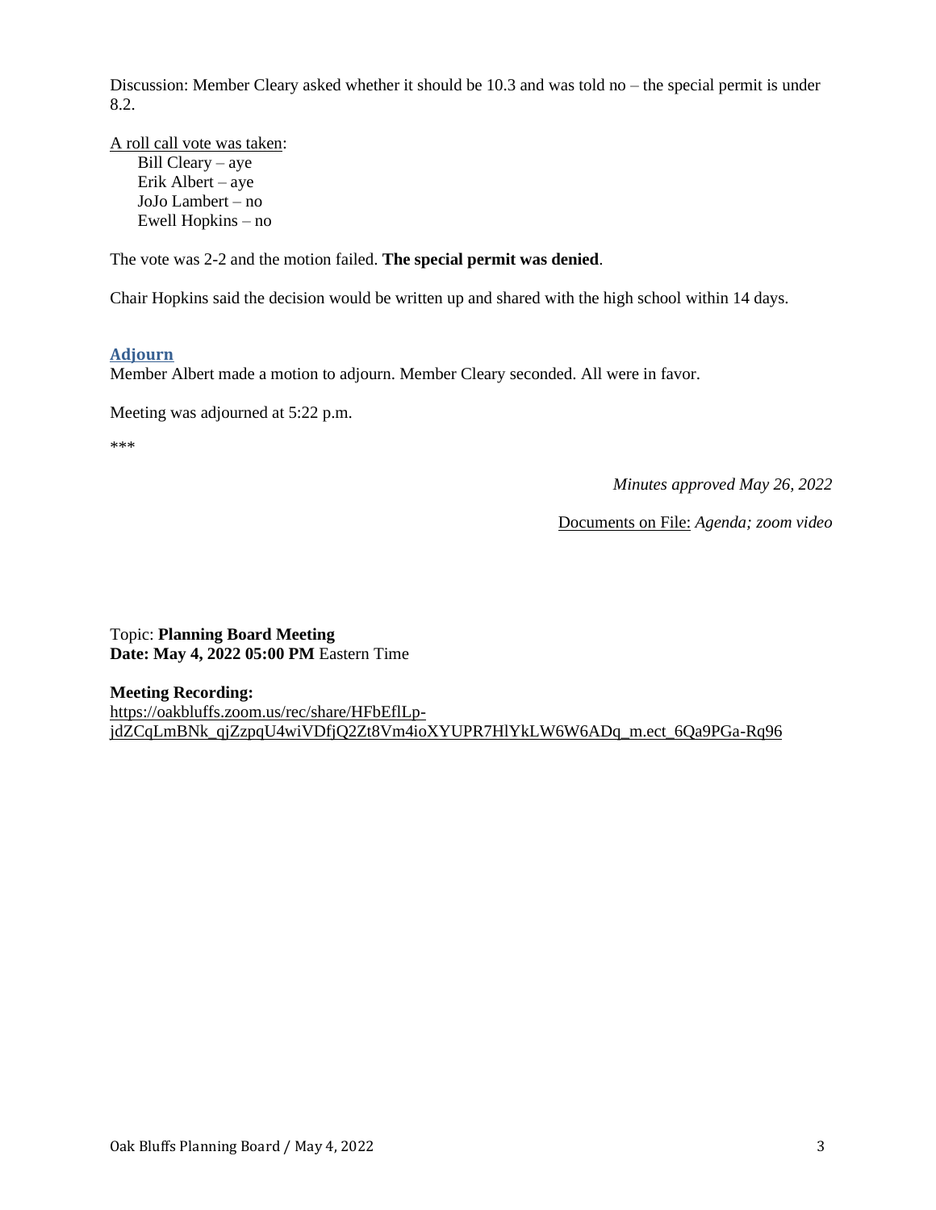Discussion: Member Cleary asked whether it should be 10.3 and was told no – the special permit is under 8.2.

A roll call vote was taken:

Bill Cleary – aye
Erik Albert – aye
JoJo Lambert – no
Ewell Hopkins – no

The vote was 2-2 and the motion failed. **The special permit was denied**.

Chair Hopkins said the decision would be written up and shared with the high school within 14 days.

## Adjourn

Member Albert made a motion to adjourn. Member Cleary seconded. All were in favor.

Meeting was adjourned at 5:22 p.m.

***

*Minutes approved May 26, 2022*

Documents on File: *Agenda; zoom video*

Topic: **Planning Board Meeting**
**Date: May 4, 2022 05:00 PM** Eastern Time

**Meeting Recording:**
https://oakbluffs.zoom.us/rec/share/HFbEflLp-jdZCqLmBNk_qjZzpqU4wiVDfjQ2Zt8Vm4ioXYUPR7HlYkLW6W6ADq_m.ect_6Qa9PGa-Rq96